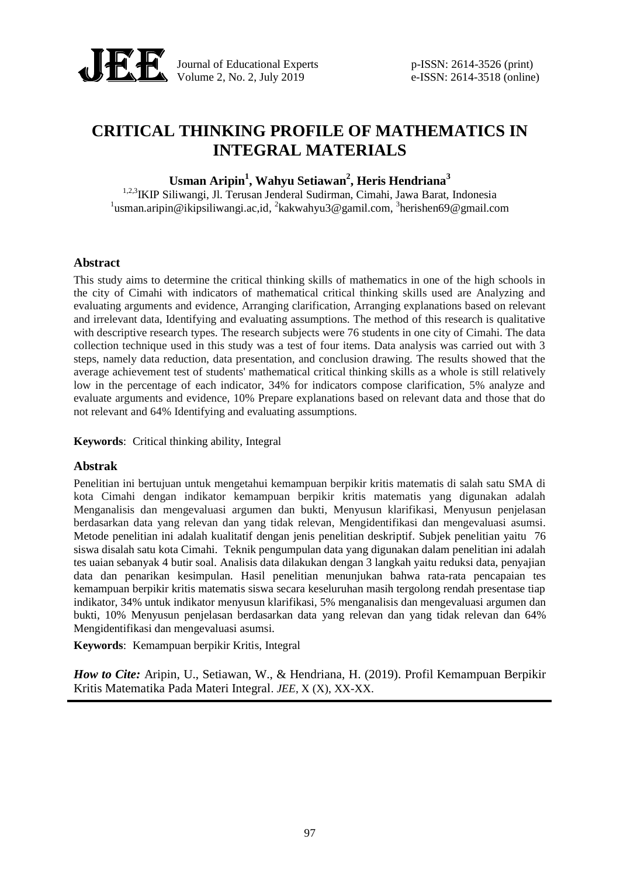# CRITICAL THINKING PROFILE OF MATHEMATICS IN INTEGRAL MATERIALS

**Usman Aripin[1], Wahyu Setiawan[2], Heris Hendriana[3]**

[1,2,3]IKIP Siliwangi, Jl. Terusan Jenderal Sudirman, Cimahi, Jawa Barat, Indonesia
[1]usman.aripin@ikipsiliwangi.ac,id, [2]kakwahyu3@gamil.com, [3]herishen69@gmail.com

## Abstract

This study aims to determine the critical thinking skills of mathematics in one of the high schools in the city of Cimahi with indicators of mathematical critical thinking skills used are Analyzing and evaluating arguments and evidence, Arranging clarification, Arranging explanations based on relevant and irrelevant data, Identifying and evaluating assumptions. The method of this research is qualitative with descriptive research types. The research subjects were 76 students in one city of Cimahi. The data collection technique used in this study was a test of four items. Data analysis was carried out with 3 steps, namely data reduction, data presentation, and conclusion drawing. The results showed that the average achievement test of students' mathematical critical thinking skills as a whole is still relatively low in the percentage of each indicator, 34% for indicators compose clarification, 5% analyze and evaluate arguments and evidence, 10% Prepare explanations based on relevant data and those that do not relevant and 64% Identifying and evaluating assumptions.

**Keywords**: Critical thinking ability, Integral

## Abstrak

Penelitian ini bertujuan untuk mengetahui kemampuan berpikir kritis matematis di salah satu SMA di kota Cimahi dengan indikator kemampuan berpikir kritis matematis yang digunakan adalah Menganalisis dan mengevaluasi argumen dan bukti, Menyusun klarifikasi, Menyusun penjelasan berdasarkan data yang relevan dan yang tidak relevan, Mengidentifikasi dan mengevaluasi asumsi. Metode penelitian ini adalah kualitatif dengan jenis penelitian deskriptif. Subjek penelitian yaitu 76 siswa disalah satu kota Cimahi. Teknik pengumpulan data yang digunakan dalam penelitian ini adalah tes uaian sebanyak 4 butir soal. Analisis data dilakukan dengan 3 langkah yaitu reduksi data, penyajian data dan penarikan kesimpulan. Hasil penelitian menunjukan bahwa rata-rata pencapaian tes kemampuan berpikir kritis matematis siswa secara keseluruhan masih tergolong rendah presentase tiap indikator, 34% untuk indikator menyusun klarifikasi, 5% menganalisis dan mengevaluasi argumen dan bukti, 10% Menyusun penjelasan berdasarkan data yang relevan dan yang tidak relevan dan 64% Mengidentifikasi dan mengevaluasi asumsi.

**Keywords**: Kemampuan berpikir Kritis, Integral

***How to Cite:*** Aripin, U., Setiawan, W., & Hendriana, H. (2019). Profil Kemampuan Berpikir Kritis Matematika Pada Materi Integral. *JEE*, X (X), XX-XX.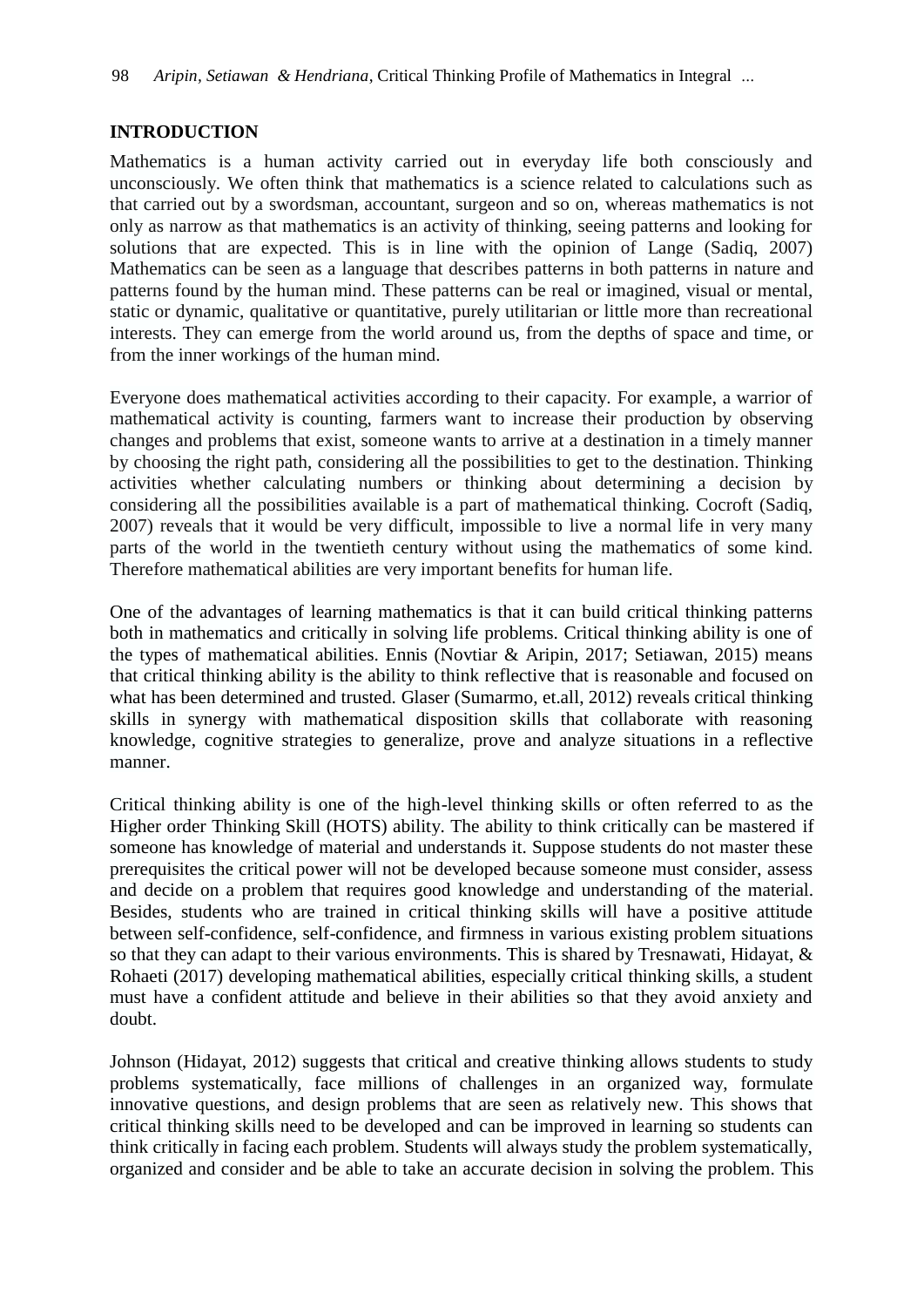## INTRODUCTION

Mathematics is a human activity carried out in everyday life both consciously and unconsciously. We often think that mathematics is a science related to calculations such as that carried out by a swordsman, accountant, surgeon and so on, whereas mathematics is not only as narrow as that mathematics is an activity of thinking, seeing patterns and looking for solutions that are expected. This is in line with the opinion of Lange (Sadiq, 2007) Mathematics can be seen as a language that describes patterns in both patterns in nature and patterns found by the human mind. These patterns can be real or imagined, visual or mental, static or dynamic, qualitative or quantitative, purely utilitarian or little more than recreational interests. They can emerge from the world around us, from the depths of space and time, or from the inner workings of the human mind.

Everyone does mathematical activities according to their capacity. For example, a warrior of mathematical activity is counting, farmers want to increase their production by observing changes and problems that exist, someone wants to arrive at a destination in a timely manner by choosing the right path, considering all the possibilities to get to the destination. Thinking activities whether calculating numbers or thinking about determining a decision by considering all the possibilities available is a part of mathematical thinking. Cocroft (Sadiq, 2007) reveals that it would be very difficult, impossible to live a normal life in very many parts of the world in the twentieth century without using the mathematics of some kind. Therefore mathematical abilities are very important benefits for human life.

One of the advantages of learning mathematics is that it can build critical thinking patterns both in mathematics and critically in solving life problems. Critical thinking ability is one of the types of mathematical abilities. Ennis (Novtiar & Aripin, 2017; Setiawan, 2015) means that critical thinking ability is the ability to think reflective that is reasonable and focused on what has been determined and trusted. Glaser (Sumarmo, et.all, 2012) reveals critical thinking skills in synergy with mathematical disposition skills that collaborate with reasoning knowledge, cognitive strategies to generalize, prove and analyze situations in a reflective manner.

Critical thinking ability is one of the high-level thinking skills or often referred to as the Higher order Thinking Skill (HOTS) ability. The ability to think critically can be mastered if someone has knowledge of material and understands it. Suppose students do not master these prerequisites the critical power will not be developed because someone must consider, assess and decide on a problem that requires good knowledge and understanding of the material. Besides, students who are trained in critical thinking skills will have a positive attitude between self-confidence, self-confidence, and firmness in various existing problem situations so that they can adapt to their various environments. This is shared by Tresnawati, Hidayat, & Rohaeti (2017) developing mathematical abilities, especially critical thinking skills, a student must have a confident attitude and believe in their abilities so that they avoid anxiety and doubt.

Johnson (Hidayat, 2012) suggests that critical and creative thinking allows students to study problems systematically, face millions of challenges in an organized way, formulate innovative questions, and design problems that are seen as relatively new. This shows that critical thinking skills need to be developed and can be improved in learning so students can think critically in facing each problem. Students will always study the problem systematically, organized and consider and be able to take an accurate decision in solving the problem. This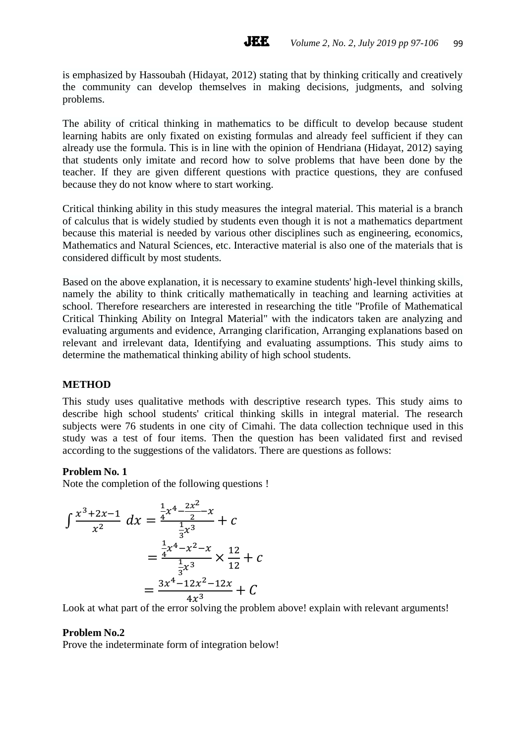is emphasized by Hassoubah (Hidayat, 2012) stating that by thinking critically and creatively the community can develop themselves in making decisions, judgments, and solving problems.

The ability of critical thinking in mathematics to be difficult to develop because student learning habits are only fixated on existing formulas and already feel sufficient if they can already use the formula. This is in line with the opinion of Hendriana (Hidayat, 2012) saying that students only imitate and record how to solve problems that have been done by the teacher. If they are given different questions with practice questions, they are confused because they do not know where to start working.

Critical thinking ability in this study measures the integral material. This material is a branch of calculus that is widely studied by students even though it is not a mathematics department because this material is needed by various other disciplines such as engineering, economics, Mathematics and Natural Sciences, etc. Interactive material is also one of the materials that is considered difficult by most students.

Based on the above explanation, it is necessary to examine students' high-level thinking skills, namely the ability to think critically mathematically in teaching and learning activities at school. Therefore researchers are interested in researching the title "Profile of Mathematical Critical Thinking Ability on Integral Material" with the indicators taken are analyzing and evaluating arguments and evidence, Arranging clarification, Arranging explanations based on relevant and irrelevant data, Identifying and evaluating assumptions. This study aims to determine the mathematical thinking ability of high school students.

## METHOD

This study uses qualitative methods with descriptive research types. This study aims to describe high school students' critical thinking skills in integral material. The research subjects were 76 students in one city of Cimahi. The data collection technique used in this study was a test of four items. Then the question has been validated first and revised according to the suggestions of the validators. There are questions as follows:

**Problem No. 1**

Note the completion of the following questions !

$$\int \frac{x^3+2x-1}{x^2}\,dx = \frac{\frac{1}{4}x^4-\frac{2x^2}{2}-x}{\frac{1}{3}x^3}+c$$

$$= \frac{\frac{1}{4}x^4-x^2-x}{\frac{1}{3}x^3}\times\frac{12}{12}+c$$

$$= \frac{3x^4-12x^2-12x}{4x^3}+C$$

Look at what part of the error solving the problem above! explain with relevant arguments!

**Problem No.2**

Prove the indeterminate form of integration below!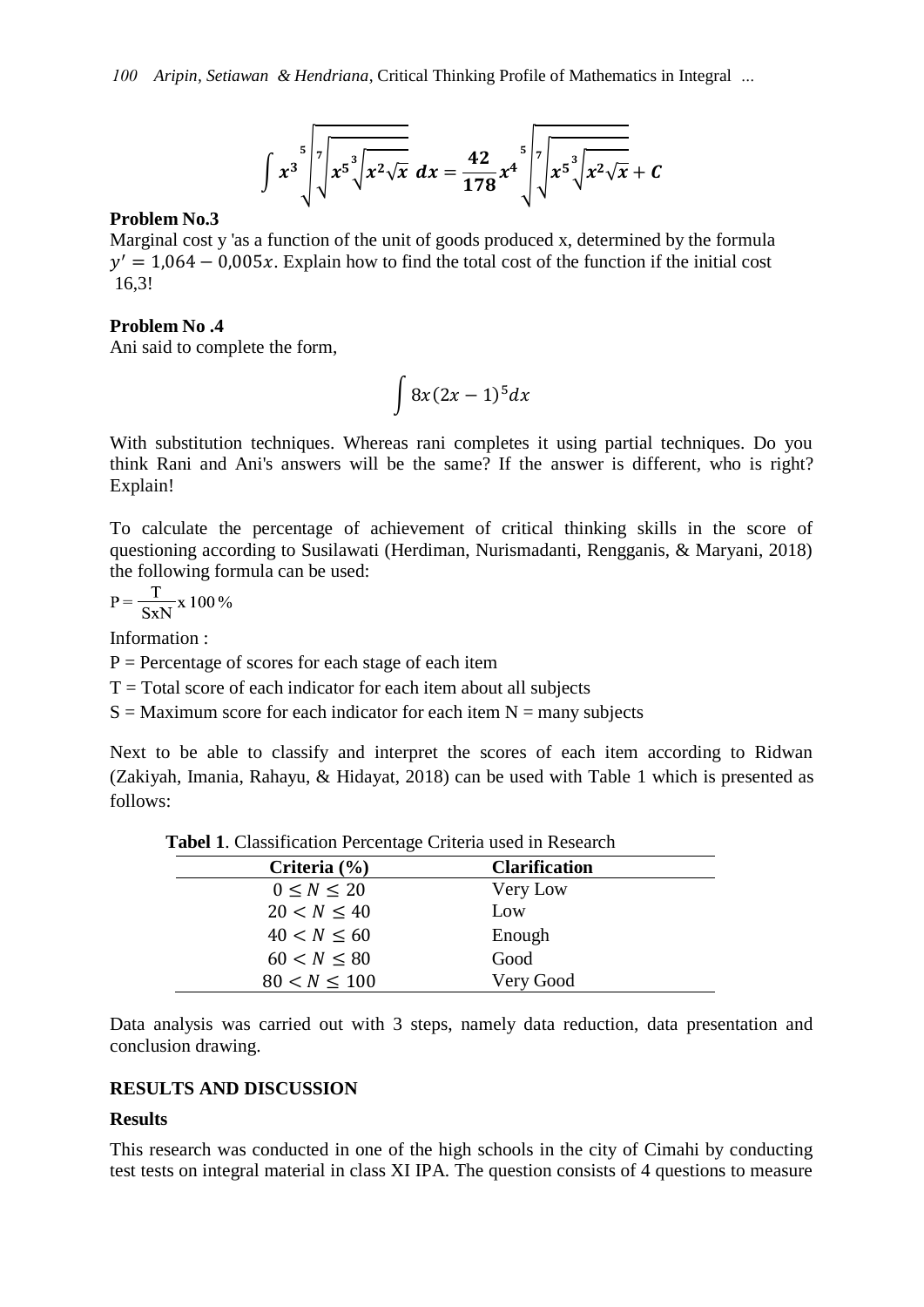$$\int \boldsymbol{x^3} \sqrt[5]{\sqrt[7]{\boldsymbol{x^5} \sqrt[3]{\boldsymbol{x^2}\sqrt{\boldsymbol{x}}}}}\ \boldsymbol{dx} = \frac{\boldsymbol{42}}{\boldsymbol{178}} \boldsymbol{x^4} \sqrt[5]{\sqrt[7]{\boldsymbol{x^5} \sqrt[3]{\boldsymbol{x^2}\sqrt{\boldsymbol{x}}}}} + \boldsymbol{C}$$

**Problem No.3**

Marginal cost y 'as a function of the unit of goods produced x, determined by the formula $y' = 1{,}064 - 0{,}005x$. Explain how to find the total cost of the function if the initial cost 16,3!

**Problem No .4**

Ani said to complete the form,

$$\int 8x(2x-1)^5 dx$$

With substitution techniques. Whereas rani completes it using partial techniques. Do you think Rani and Ani's answers will be the same? If the answer is different, who is right? Explain!

To calculate the percentage of achievement of critical thinking skills in the score of questioning according to Susilawati (Herdiman, Nurismadanti, Rengganis, & Maryani, 2018) the following formula can be used:

$$P = \frac{T}{SxN} \times 100\,\%$$

Information :

P = Percentage of scores for each stage of each item

T = Total score of each indicator for each item about all subjects

S = Maximum score for each indicator for each item N = many subjects

Next to be able to classify and interpret the scores of each item according to Ridwan (Zakiyah, Imania, Rahayu, & Hidayat, 2018) can be used with Table 1 which is presented as follows:

**Tabel 1**. Classification Percentage Criteria used in Research

| Criteria (%) | Clarification |
|---|---|
| $0 \le N \le 20$ | Very Low |
| $20 < N \le 40$ | Low |
| $40 < N \le 60$ | Enough |
| $60 < N \le 80$ | Good |
| $80 < N \le 100$ | Very Good |

Data analysis was carried out with 3 steps, namely data reduction, data presentation and conclusion drawing.

## RESULTS AND DISCUSSION

### Results

This research was conducted in one of the high schools in the city of Cimahi by conducting test tests on integral material in class XI IPA. The question consists of 4 questions to measure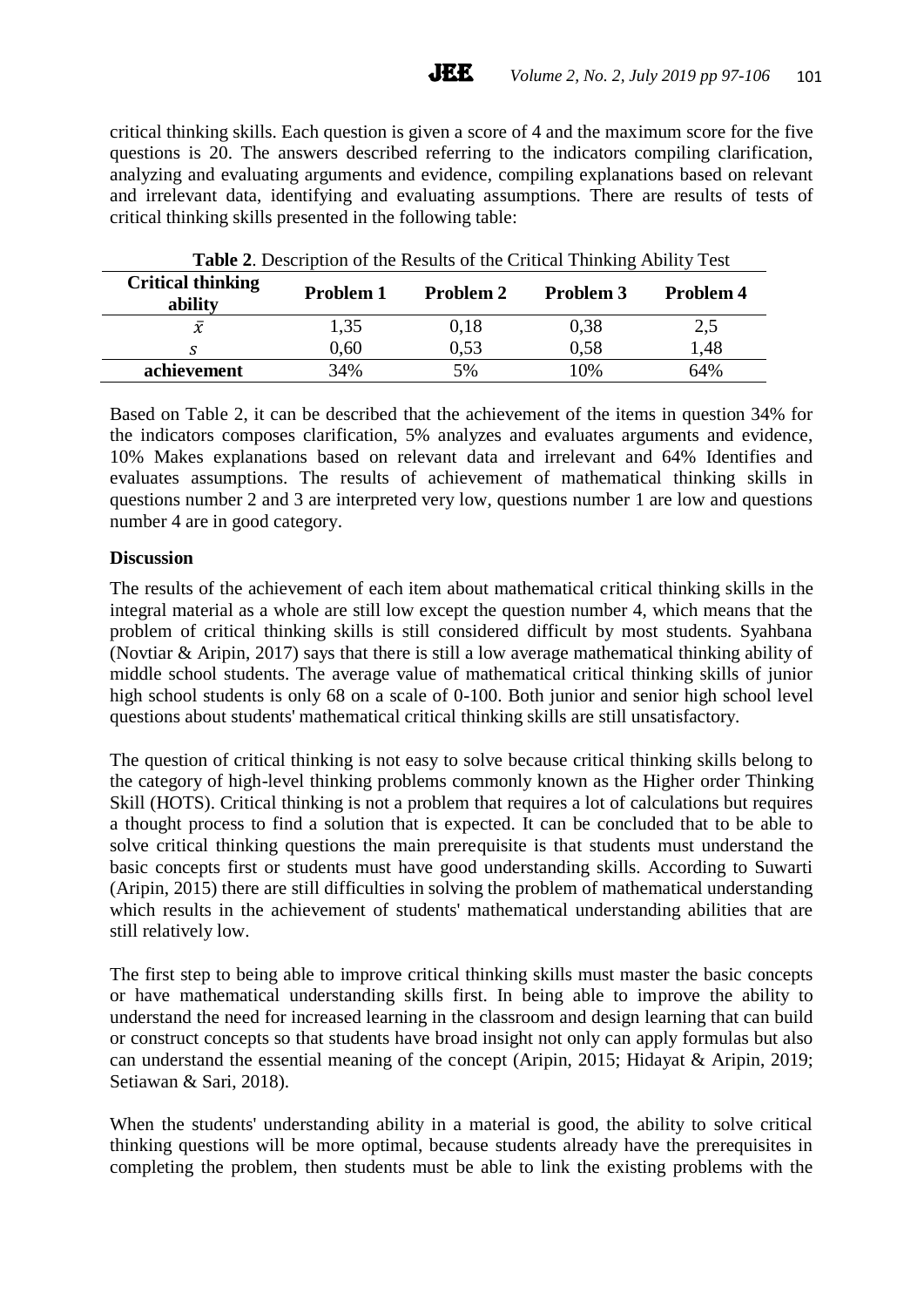critical thinking skills. Each question is given a score of 4 and the maximum score for the five questions is 20. The answers described referring to the indicators compiling clarification, analyzing and evaluating arguments and evidence, compiling explanations based on relevant and irrelevant data, identifying and evaluating assumptions. There are results of tests of critical thinking skills presented in the following table:

**Table 2**. Description of the Results of the Critical Thinking Ability Test

| Critical thinking ability | Problem 1 | Problem 2 | Problem 3 | Problem 4 |
|---|---|---|---|---|
| $\bar{x}$ | 1,35 | 0,18 | 0,38 | 2,5 |
| $s$ | 0,60 | 0,53 | 0,58 | 1,48 |
| **achievement** | 34% | 5% | 10% | 64% |

Based on Table 2, it can be described that the achievement of the items in question 34% for the indicators composes clarification, 5% analyzes and evaluates arguments and evidence, 10% Makes explanations based on relevant data and irrelevant and 64% Identifies and evaluates assumptions. The results of achievement of mathematical thinking skills in questions number 2 and 3 are interpreted very low, questions number 1 are low and questions number 4 are in good category.

**Discussion**

The results of the achievement of each item about mathematical critical thinking skills in the integral material as a whole are still low except the question number 4, which means that the problem of critical thinking skills is still considered difficult by most students. Syahbana (Novtiar & Aripin, 2017) says that there is still a low average mathematical thinking ability of middle school students. The average value of mathematical critical thinking skills of junior high school students is only 68 on a scale of 0-100. Both junior and senior high school level questions about students' mathematical critical thinking skills are still unsatisfactory.

The question of critical thinking is not easy to solve because critical thinking skills belong to the category of high-level thinking problems commonly known as the Higher order Thinking Skill (HOTS). Critical thinking is not a problem that requires a lot of calculations but requires a thought process to find a solution that is expected. It can be concluded that to be able to solve critical thinking questions the main prerequisite is that students must understand the basic concepts first or students must have good understanding skills. According to Suwarti (Aripin, 2015) there are still difficulties in solving the problem of mathematical understanding which results in the achievement of students' mathematical understanding abilities that are still relatively low.

The first step to being able to improve critical thinking skills must master the basic concepts or have mathematical understanding skills first. In being able to improve the ability to understand the need for increased learning in the classroom and design learning that can build or construct concepts so that students have broad insight not only can apply formulas but also can understand the essential meaning of the concept (Aripin, 2015; Hidayat & Aripin, 2019; Setiawan & Sari, 2018).

When the students' understanding ability in a material is good, the ability to solve critical thinking questions will be more optimal, because students already have the prerequisites in completing the problem, then students must be able to link the existing problems with the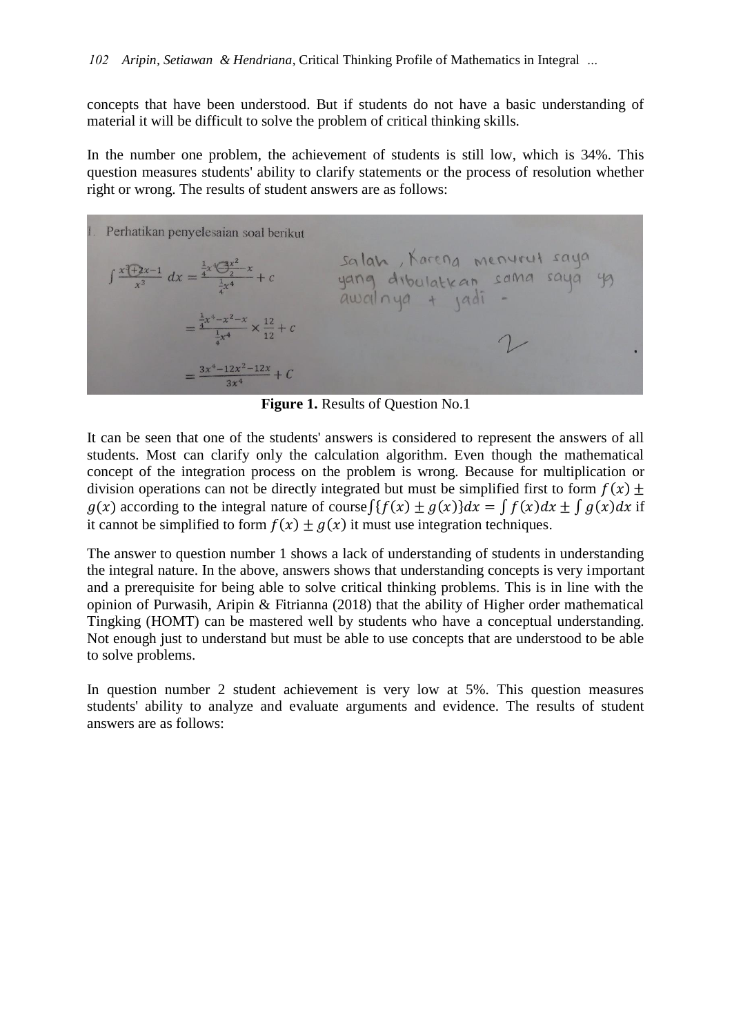concepts that have been understood. But if students do not have a basic understanding of material it will be difficult to solve the problem of critical thinking skills.

In the number one problem, the achievement of students is still low, which is 34%. This question measures students' ability to clarify statements or the process of resolution whether right or wrong. The results of student answers are as follows:

1. Perhatikan penyelesaian soal berikut

$$\int \frac{x^3+2x-1}{x^3}\,dx = \frac{\frac{1}{4}x^4 - \frac{2x^2}{2} - x}{\frac{1}{4}x^4} + c$$

$$= \frac{\frac{1}{4}x^4 - x^2 - x}{\frac{1}{4}x^4} \times \frac{12}{12} + c$$

$$= \frac{3x^4 - 12x^2 - 12x}{3x^4} + C$$

Salah, Karena menurut saya yang dibulatkan sama saya yg awalnya + jadi -

2

**Figure 1.** Results of Question No.1

It can be seen that one of the students' answers is considered to represent the answers of all students. Most can clarify only the calculation algorithm. Even though the mathematical concept of the integration process on the problem is wrong. Because for multiplication or division operations can not be directly integrated but must be simplified first to form $f(x) \pm g(x)$ according to the integral nature of course $\int\{f(x) \pm g(x)\}dx = \int f(x)dx \pm \int g(x)dx$ if it cannot be simplified to form $f(x) \pm g(x)$ it must use integration techniques.

The answer to question number 1 shows a lack of understanding of students in understanding the integral nature. In the above, answers shows that understanding concepts is very important and a prerequisite for being able to solve critical thinking problems. This is in line with the opinion of Purwasih, Aripin & Fitrianna (2018) that the ability of Higher order mathematical Tingking (HOMT) can be mastered well by students who have a conceptual understanding. Not enough just to understand but must be able to use concepts that are understood to be able to solve problems.

In question number 2 student achievement is very low at 5%. This question measures students' ability to analyze and evaluate arguments and evidence. The results of student answers are as follows: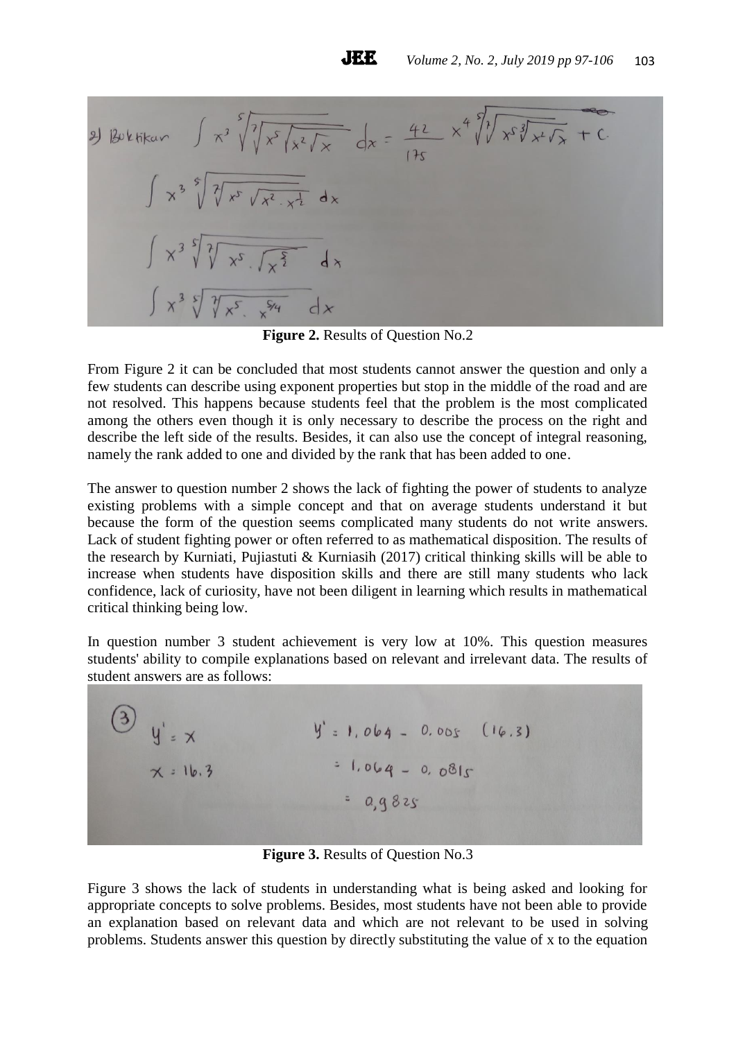Figure 2. Results of Question No.2

From Figure 2 it can be concluded that most students cannot answer the question and only a few students can describe using exponent properties but stop in the middle of the road and are not resolved. This happens because students feel that the problem is the most complicated among the others even though it is only necessary to describe the process on the right and describe the left side of the results. Besides, it can also use the concept of integral reasoning, namely the rank added to one and divided by the rank that has been added to one.

The answer to question number 2 shows the lack of fighting the power of students to analyze existing problems with a simple concept and that on average students understand it but because the form of the question seems complicated many students do not write answers. Lack of student fighting power or often referred to as mathematical disposition. The results of the research by Kurniati, Pujiastuti & Kurniasih (2017) critical thinking skills will be able to increase when students have disposition skills and there are still many students who lack confidence, lack of curiosity, have not been diligent in learning which results in mathematical critical thinking being low.

In question number 3 student achievement is very low at 10%. This question measures students' ability to compile explanations based on relevant and irrelevant data. The results of student answers are as follows:

Figure 3. Results of Question No.3

Figure 3 shows the lack of students in understanding what is being asked and looking for appropriate concepts to solve problems. Besides, most students have not been able to provide an explanation based on relevant data and which are not relevant to be used in solving problems. Students answer this question by directly substituting the value of x to the equation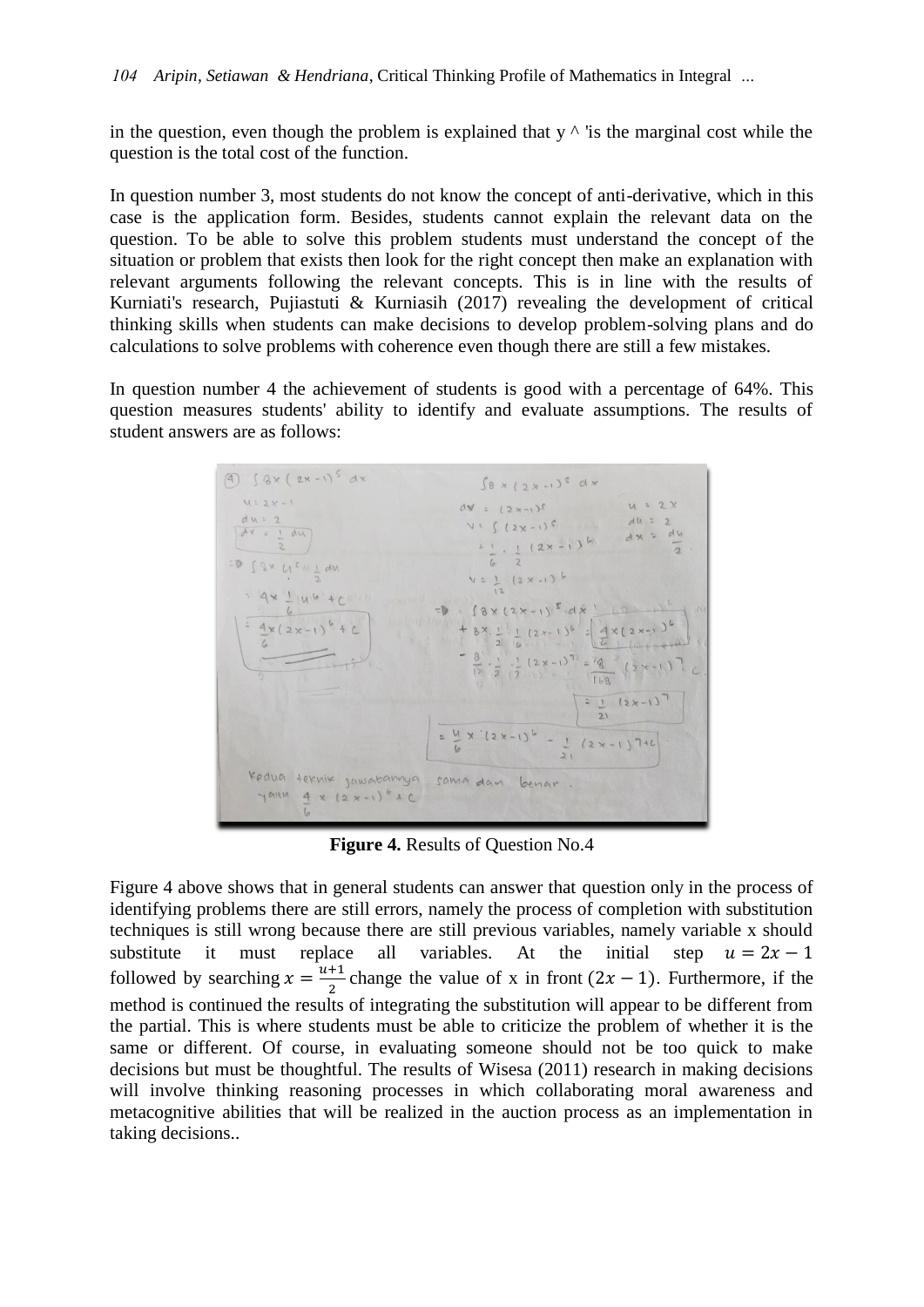in the question, even though the problem is explained that y ^ 'is the marginal cost while the question is the total cost of the function.

In question number 3, most students do not know the concept of anti-derivative, which in this case is the application form. Besides, students cannot explain the relevant data on the question. To be able to solve this problem students must understand the concept of the situation or problem that exists then look for the right concept then make an explanation with relevant arguments following the relevant concepts. This is in line with the results of Kurniati's research, Pujiastuti & Kurniasih (2017) revealing the development of critical thinking skills when students can make decisions to develop problem-solving plans and do calculations to solve problems with coherence even though there are still a few mistakes.

In question number 4 the achievement of students is good with a percentage of 64%. This question measures students' ability to identify and evaluate assumptions. The results of student answers are as follows:

**Figure 4.** Results of Question No.4

Figure 4 above shows that in general students can answer that question only in the process of identifying problems there are still errors, namely the process of completion with substitution techniques is still wrong because there are still previous variables, namely variable x should substitute it must replace all variables. At the initial step $u = 2x - 1$ followed by searching $x = \frac{u+1}{2}$ change the value of x in front $(2x - 1)$. Furthermore, if the method is continued the results of integrating the substitution will appear to be different from the partial. This is where students must be able to criticize the problem of whether it is the same or different. Of course, in evaluating someone should not be too quick to make decisions but must be thoughtful. The results of Wisesa (2011) research in making decisions will involve thinking reasoning processes in which collaborating moral awareness and metacognitive abilities that will be realized in the auction process as an implementation in taking decisions..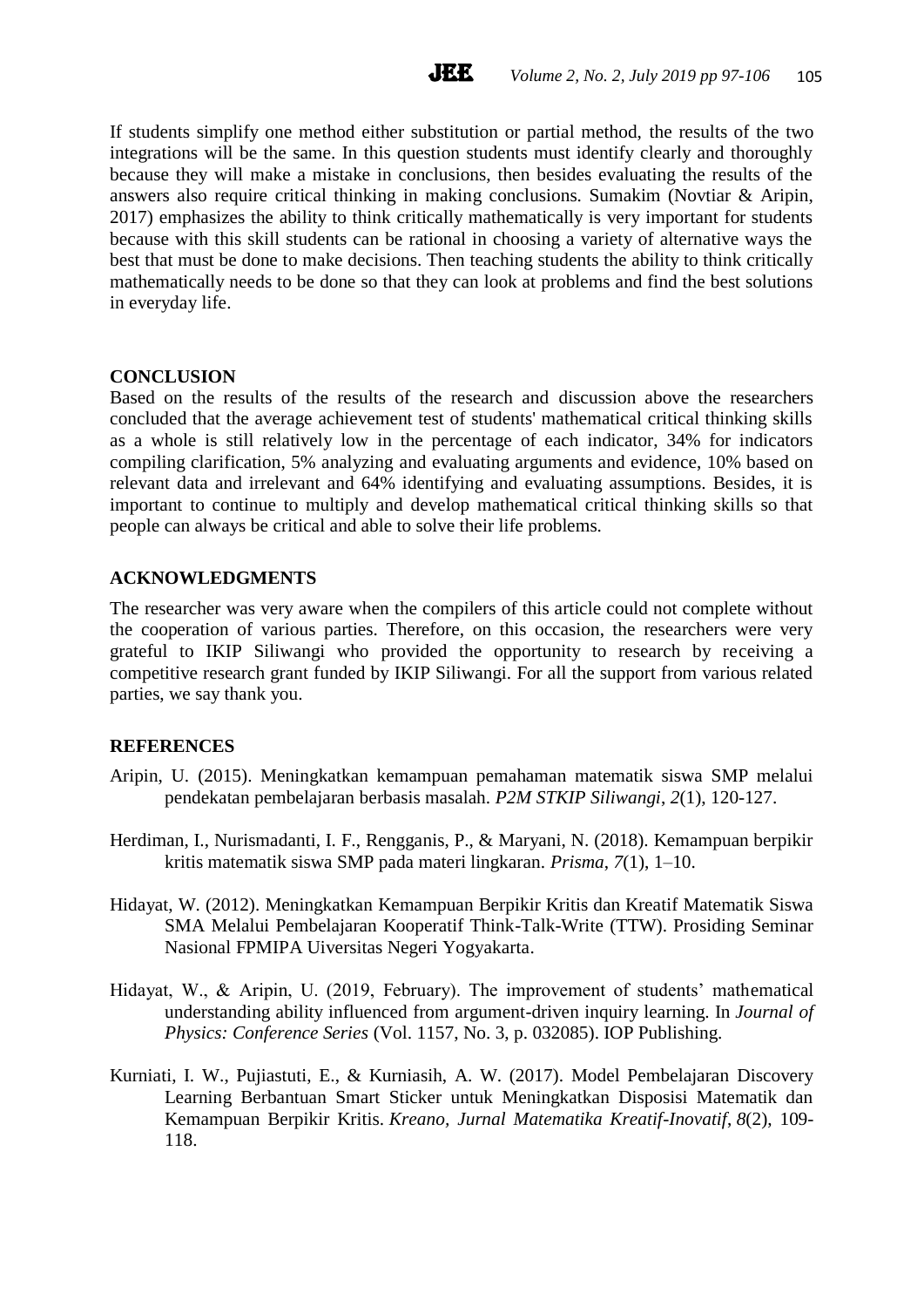If students simplify one method either substitution or partial method, the results of the two integrations will be the same. In this question students must identify clearly and thoroughly because they will make a mistake in conclusions, then besides evaluating the results of the answers also require critical thinking in making conclusions. Sumakim (Novtiar & Aripin, 2017) emphasizes the ability to think critically mathematically is very important for students because with this skill students can be rational in choosing a variety of alternative ways the best that must be done to make decisions. Then teaching students the ability to think critically mathematically needs to be done so that they can look at problems and find the best solutions in everyday life.

## CONCLUSION

Based on the results of the results of the research and discussion above the researchers concluded that the average achievement test of students' mathematical critical thinking skills as a whole is still relatively low in the percentage of each indicator, 34% for indicators compiling clarification, 5% analyzing and evaluating arguments and evidence, 10% based on relevant data and irrelevant and 64% identifying and evaluating assumptions. Besides, it is important to continue to multiply and develop mathematical critical thinking skills so that people can always be critical and able to solve their life problems.

## ACKNOWLEDGMENTS

The researcher was very aware when the compilers of this article could not complete without the cooperation of various parties. Therefore, on this occasion, the researchers were very grateful to IKIP Siliwangi who provided the opportunity to research by receiving a competitive research grant funded by IKIP Siliwangi. For all the support from various related parties, we say thank you.

## REFERENCES

Aripin, U. (2015). Meningkatkan kemampuan pemahaman matematik siswa SMP melalui pendekatan pembelajaran berbasis masalah. *P2M STKIP Siliwangi*, *2*(1), 120-127.

Herdiman, I., Nurismadanti, I. F., Rengganis, P., & Maryani, N. (2018). Kemampuan berpikir kritis matematik siswa SMP pada materi lingkaran. *Prisma*, *7*(1), 1–10.

Hidayat, W. (2012). Meningkatkan Kemampuan Berpikir Kritis dan Kreatif Matematik Siswa SMA Melalui Pembelajaran Kooperatif Think-Talk-Write (TTW). Prosiding Seminar Nasional FPMIPA Uiversitas Negeri Yogyakarta.

Hidayat, W., & Aripin, U. (2019, February). The improvement of students' mathematical understanding ability influenced from argument-driven inquiry learning. In *Journal of Physics: Conference Series* (Vol. 1157, No. 3, p. 032085). IOP Publishing.

Kurniati, I. W., Pujiastuti, E., & Kurniasih, A. W. (2017). Model Pembelajaran Discovery Learning Berbantuan Smart Sticker untuk Meningkatkan Disposisi Matematik dan Kemampuan Berpikir Kritis. *Kreano, Jurnal Matematika Kreatif-Inovatif*, *8*(2), 109-118.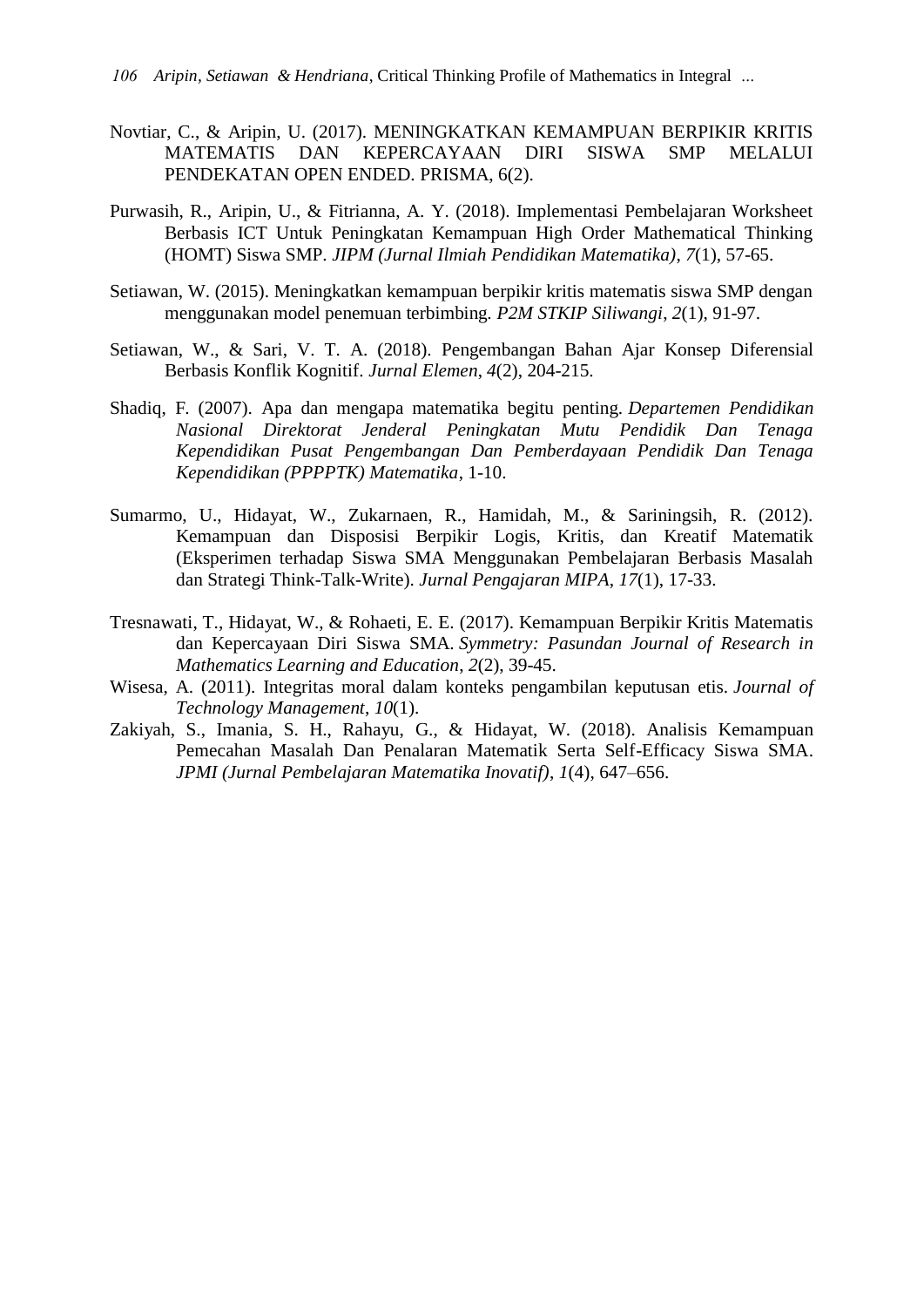Novtiar, C., & Aripin, U. (2017). MENINGKATKAN KEMAMPUAN BERPIKIR KRITIS MATEMATIS DAN KEPERCAYAAN DIRI SISWA SMP MELALUI PENDEKATAN OPEN ENDED. PRISMA, 6(2).

Purwasih, R., Aripin, U., & Fitrianna, A. Y. (2018). Implementasi Pembelajaran Worksheet Berbasis ICT Untuk Peningkatan Kemampuan High Order Mathematical Thinking (HOMT) Siswa SMP. *JIPM (Jurnal Ilmiah Pendidikan Matematika)*, *7*(1), 57-65.

Setiawan, W. (2015). Meningkatkan kemampuan berpikir kritis matematis siswa SMP dengan menggunakan model penemuan terbimbing. *P2M STKIP Siliwangi*, *2*(1), 91-97.

Setiawan, W., & Sari, V. T. A. (2018). Pengembangan Bahan Ajar Konsep Diferensial Berbasis Konflik Kognitif. *Jurnal Elemen*, *4*(2), 204-215.

Shadiq, F. (2007). Apa dan mengapa matematika begitu penting. *Departemen Pendidikan Nasional Direktorat Jenderal Peningkatan Mutu Pendidik Dan Tenaga Kependidikan Pusat Pengembangan Dan Pemberdayaan Pendidik Dan Tenaga Kependidikan (PPPPTK) Matematika*, 1-10.

Sumarmo, U., Hidayat, W., Zukarnaen, R., Hamidah, M., & Sariningsih, R. (2012). Kemampuan dan Disposisi Berpikir Logis, Kritis, dan Kreatif Matematik (Eksperimen terhadap Siswa SMA Menggunakan Pembelajaran Berbasis Masalah dan Strategi Think-Talk-Write). *Jurnal Pengajaran MIPA*, *17*(1), 17-33.

Tresnawati, T., Hidayat, W., & Rohaeti, E. E. (2017). Kemampuan Berpikir Kritis Matematis dan Kepercayaan Diri Siswa SMA. *Symmetry: Pasundan Journal of Research in Mathematics Learning and Education*, *2*(2), 39-45.

Wisesa, A. (2011). Integritas moral dalam konteks pengambilan keputusan etis. *Journal of Technology Management*, *10*(1).

Zakiyah, S., Imania, S. H., Rahayu, G., & Hidayat, W. (2018). Analisis Kemampuan Pemecahan Masalah Dan Penalaran Matematik Serta Self-Efficacy Siswa SMA. *JPMI (Jurnal Pembelajaran Matematika Inovatif)*, *1*(4), 647–656.